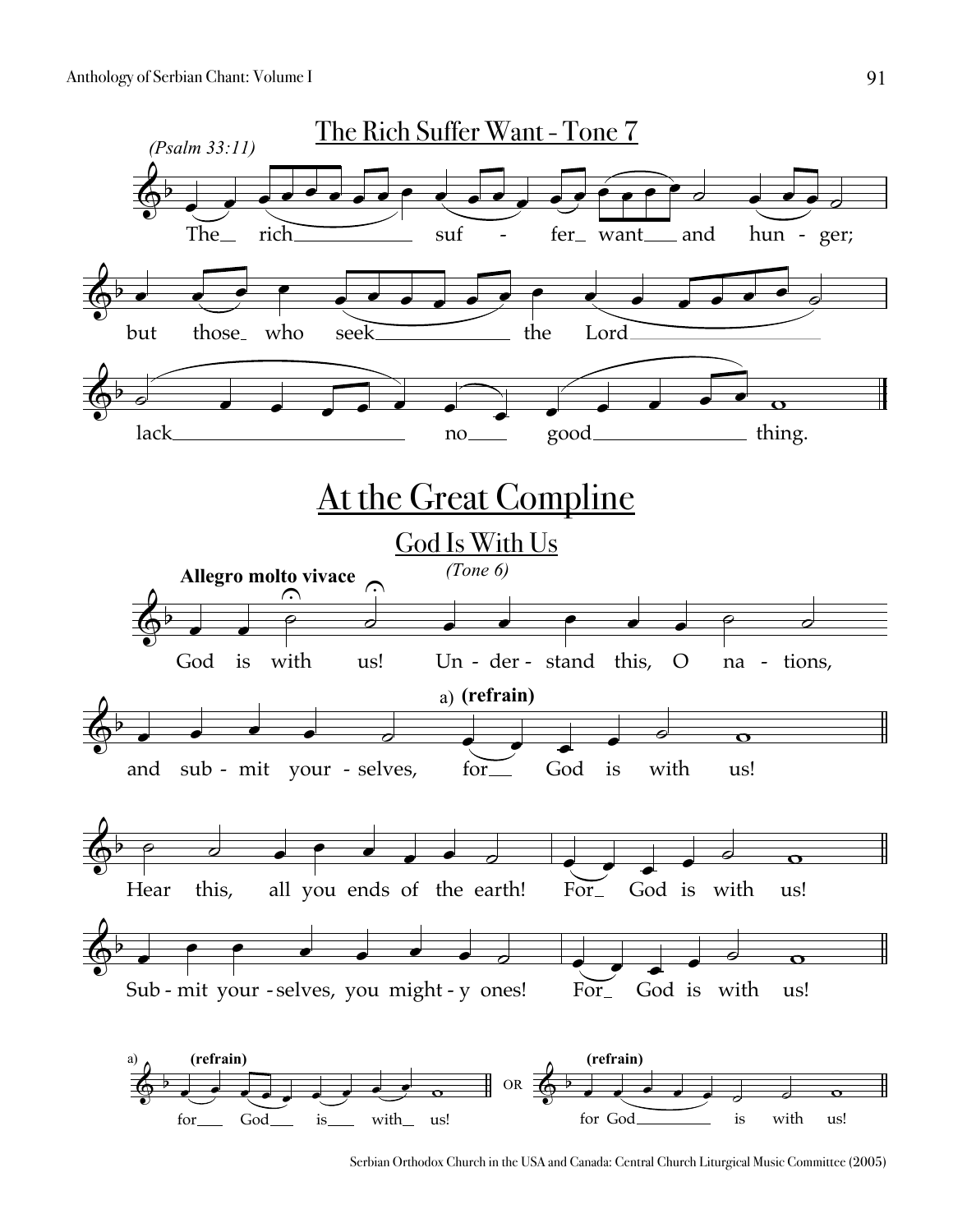## The Rich Suffer Want - Tone 7

*(Psalm 33:11)*

The rich suffer want and hunger; but those who seek the Lord lack no good thing.

# At the Great Compline

## God Is With Us

*(Tone 6)*

**Allegro molto vivace**

God is with us! Understand this, O nations, and submit yourselves, a) **(refrain)** for God is with us!

Hear this, all you ends of the earth! For God is with us!

Submit yourselves, you mighty ones! For God is with us!

a) **(refrain)** for God is with us! OR **(refrain)** for God is with us!

Serbian Orthodox Church in the USA and Canada: Central Church Liturgical Music Committee (2005)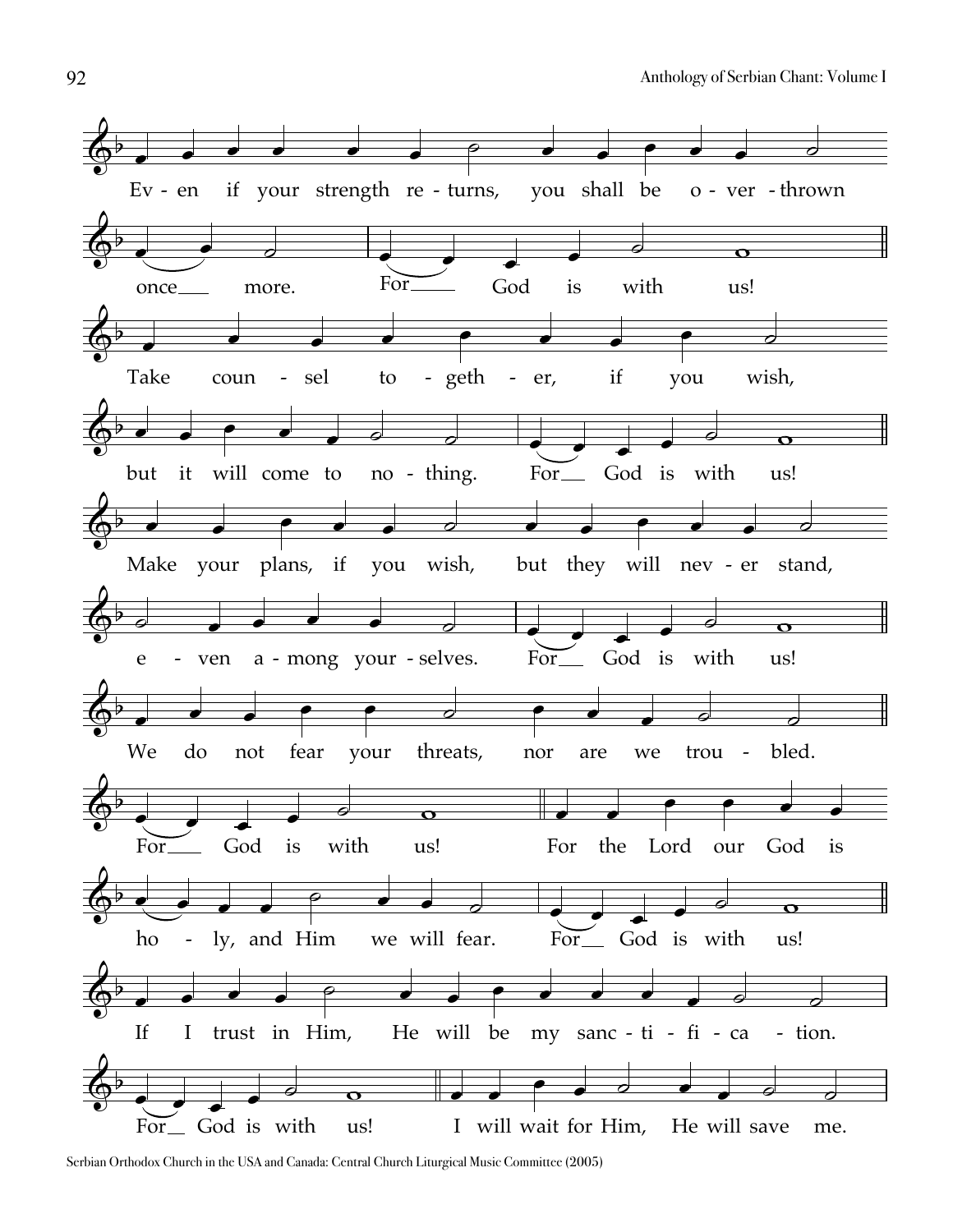Ev - en if your strength re - turns, you shall be o - ver - thrown

once more. For God is with us!

Take coun - sel to - geth - er, if you wish,

but it will come to no - thing. For God is with us!

Make your plans, if you wish, but they will nev - er stand,

e - ven a - mong your - selves. For God is with us!

We do not fear your threats, nor are we trou - bled.

For God is with us! For the Lord our God is

ho - ly, and Him we will fear. For God is with us!

If I trust in Him, He will be my sanc - ti - fi - ca - tion.

For God is with us! I will wait for Him, He will save me.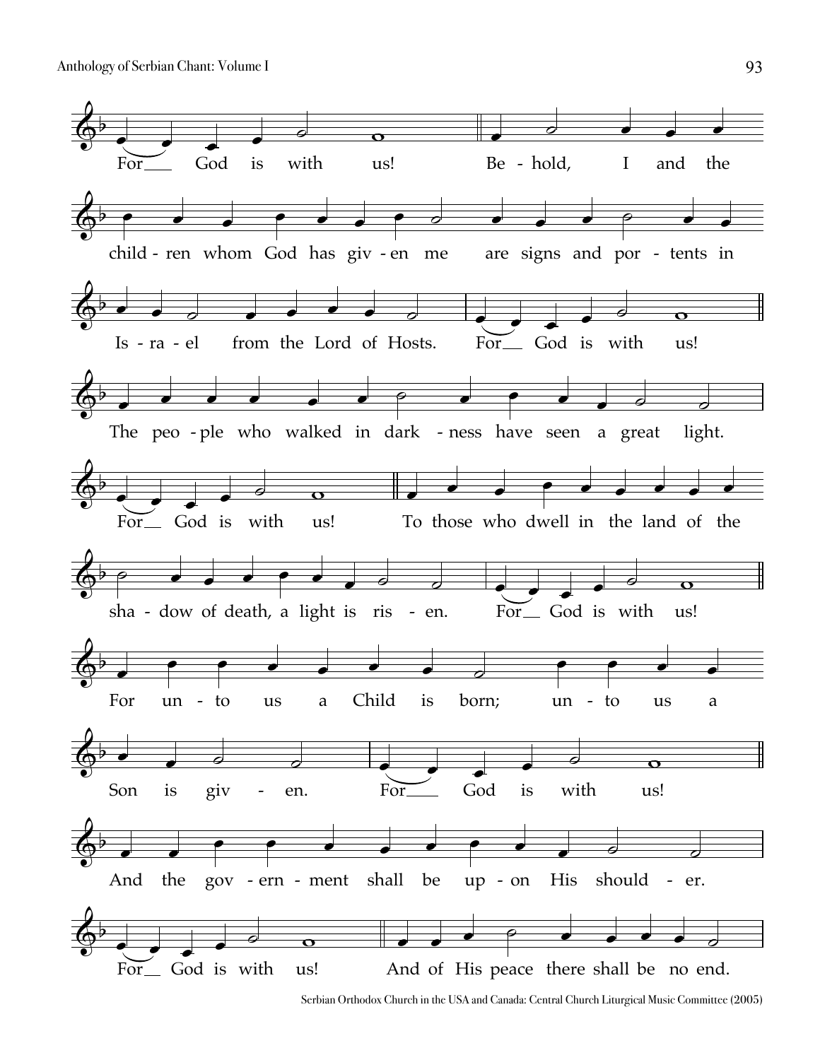For God is with us! Be - hold, I and the

child - ren whom God has giv - en me are signs and por - tents in

Is - ra - el from the Lord of Hosts. For God is with us!

The peo - ple who walked in dark - ness have seen a great light.

For God is with us! To those who dwell in the land of the

sha - dow of death, a light is ris - en. For God is with us!

For un - to us a Child is born; un - to us a

Son is giv - en. For God is with us!

And the gov - ern - ment shall be up - on His should - er.

For God is with us! And of His peace there shall be no end.

Serbian Orthodox Church in the USA and Canada: Central Church Liturgical Music Committee (2005)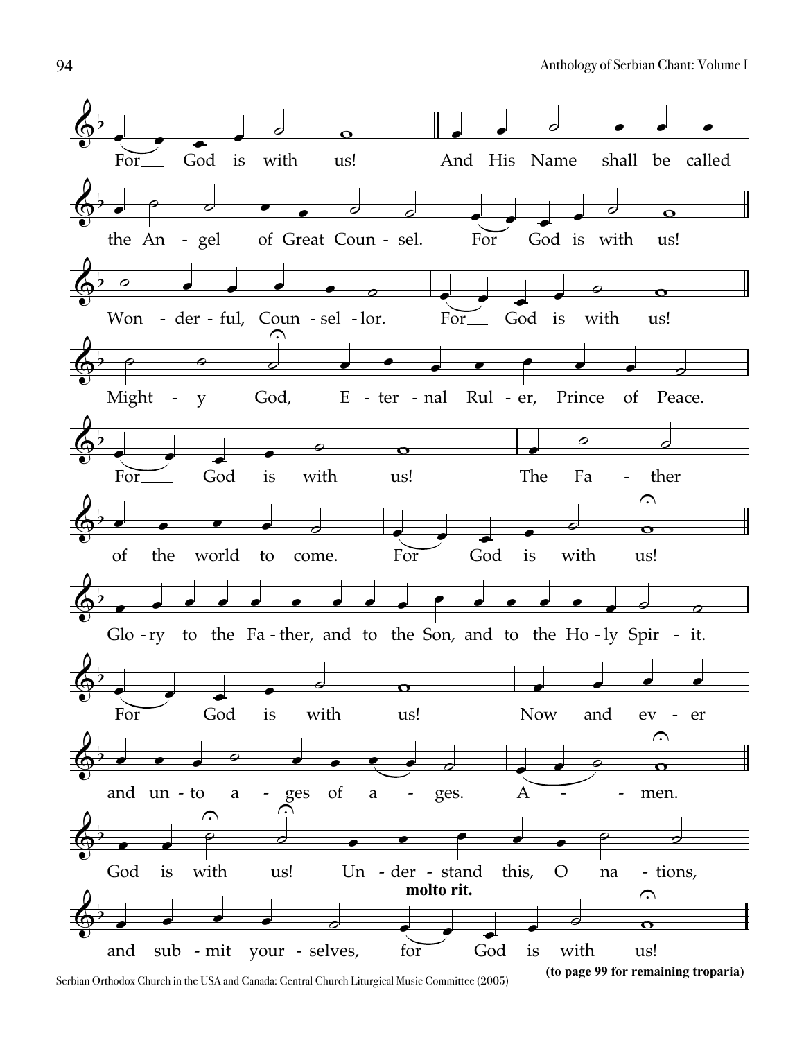For God is with us! And His Name shall be called

the An - gel of Great Coun - sel. For God is with us!

Won - der - ful, Coun - sel - lor. For God is with us!

Might - y God, E - ter - nal Rul - er, Prince of Peace.

For God is with us! The Fa - ther

of the world to come. For God is with us!

Glo - ry to the Fa - ther, and to the Son, and to the Ho - ly Spir - it.

For God is with us! Now and ev - er

and un - to a - ges of a - ges. A - - men.

God is with us! Un - der - stand this, O na - tions,

**molto rit.**

and sub - mit your - selves, for God is with us!

**(to page 99 for remaining troparia)**

Serbian Orthodox Church in the USA and Canada: Central Church Liturgical Music Committee (2005)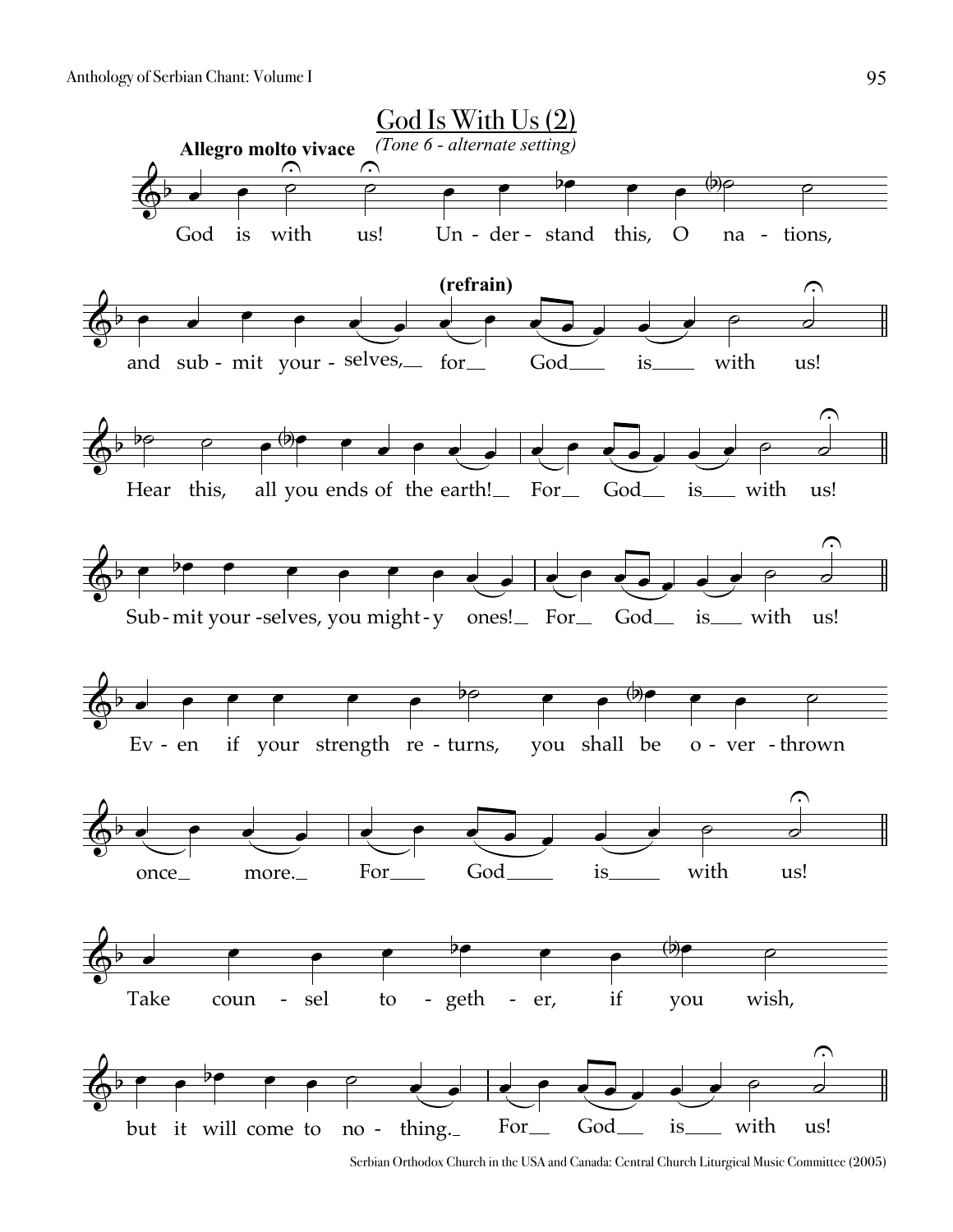# God Is With Us (2)

*(Tone 6 - alternate setting)*

**Allegro molto vivace**

God is with us! Un - der - stand this, O na - tions,

and sub - mit your - selves, for God is with us!

**(refrain)**

Hear this, all you ends of the earth! For God is with us!

Sub - mit your - selves, you might - y ones! For God is with us!

Ev - en if your strength re - turns, you shall be o - ver - thrown

once more. For God is with us!

Take coun - sel to - geth - er, if you wish,

but it will come to no - thing. For God is with us!

Serbian Orthodox Church in the USA and Canada: Central Church Liturgical Music Committee (2005)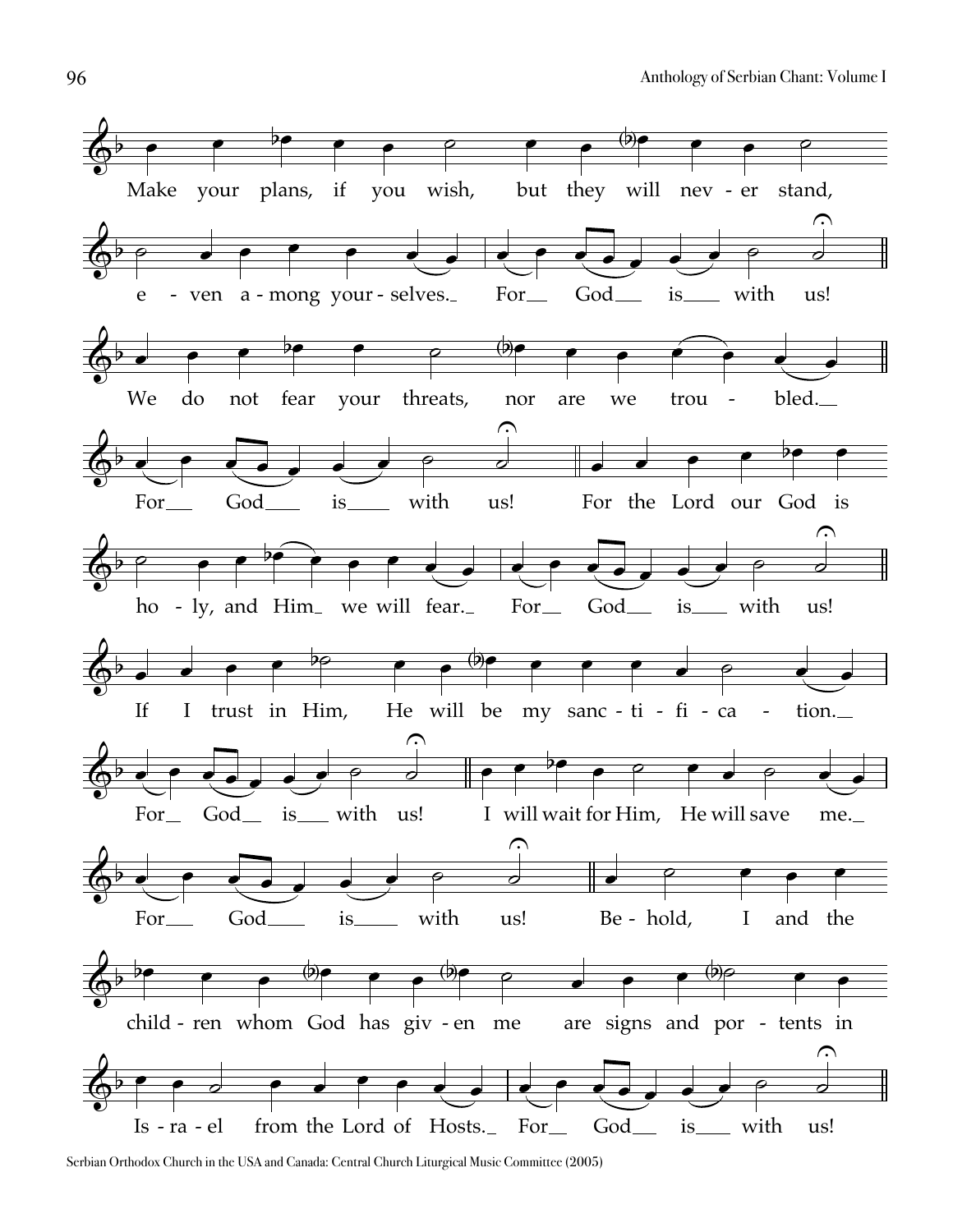Make your plans, if you wish, but they will never stand,

even among yourselves. For God is with us!

We do not fear your threats, nor are we troubled.

For God is with us! For the Lord our God is

holy, and Him we will fear. For God is with us!

If I trust in Him, He will be my sanctification.

For God is with us! I will wait for Him, He will save me.

For God is with us! Behold, I and the

children whom God has given me are signs and portents in

Israel from the Lord of Hosts. For God is with us!

Serbian Orthodox Church in the USA and Canada: Central Church Liturgical Music Committee (2005)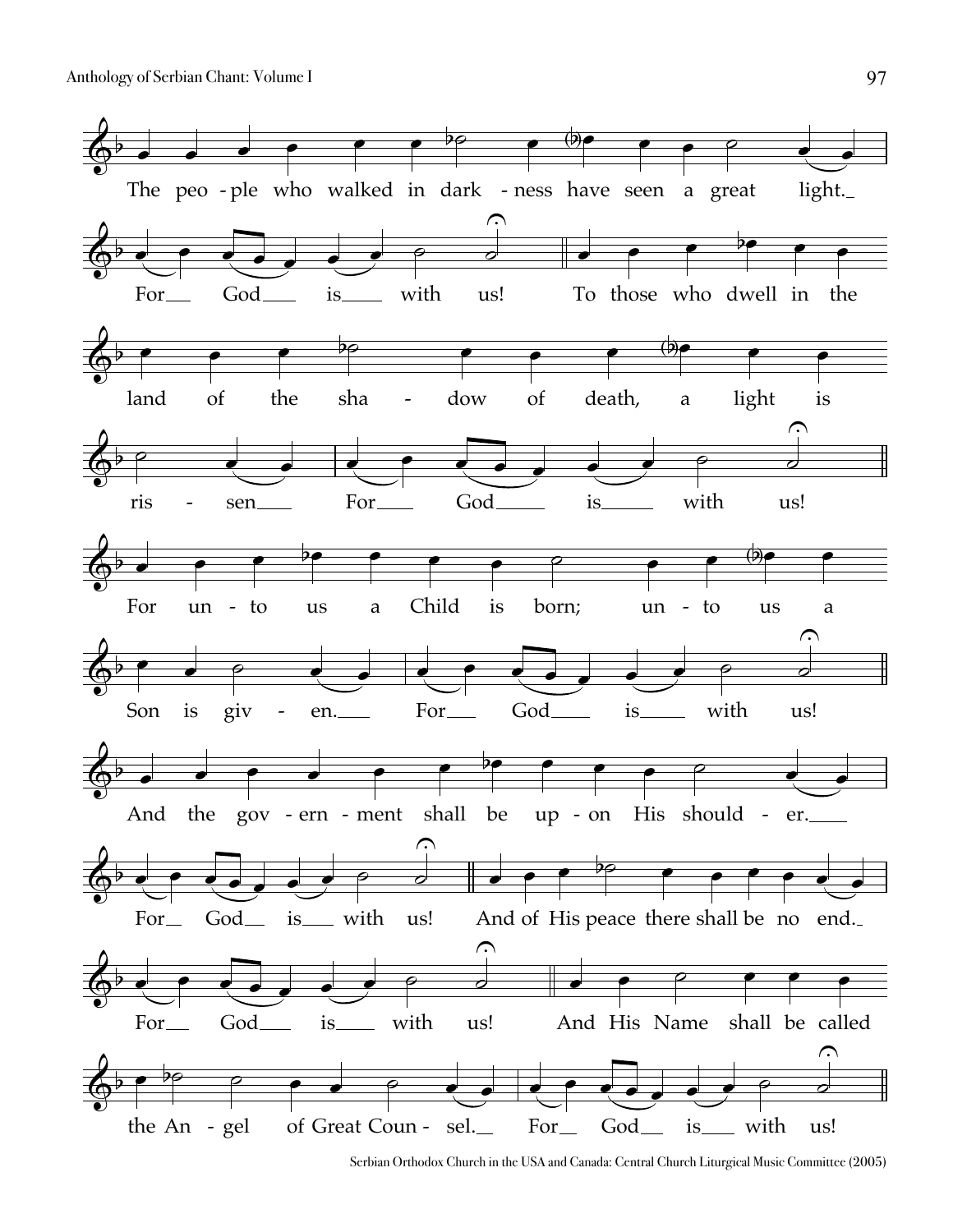The peo - ple who walked in dark - ness have seen a great light.

For God is with us!

To those who dwell in the land of the sha - dow of death, a light is ris - sen

For God is with us!

For un - to us a Child is born; un - to us a Son is giv - en.

For God is with us!

And the gov - ern - ment shall be up - on His should - er.

For God is with us!

And of His peace there shall be no end.

For God is with us!

And His Name shall be called the An - gel of Great Coun - sel.

For God is with us!

Serbian Orthodox Church in the USA and Canada: Central Church Liturgical Music Committee (2005)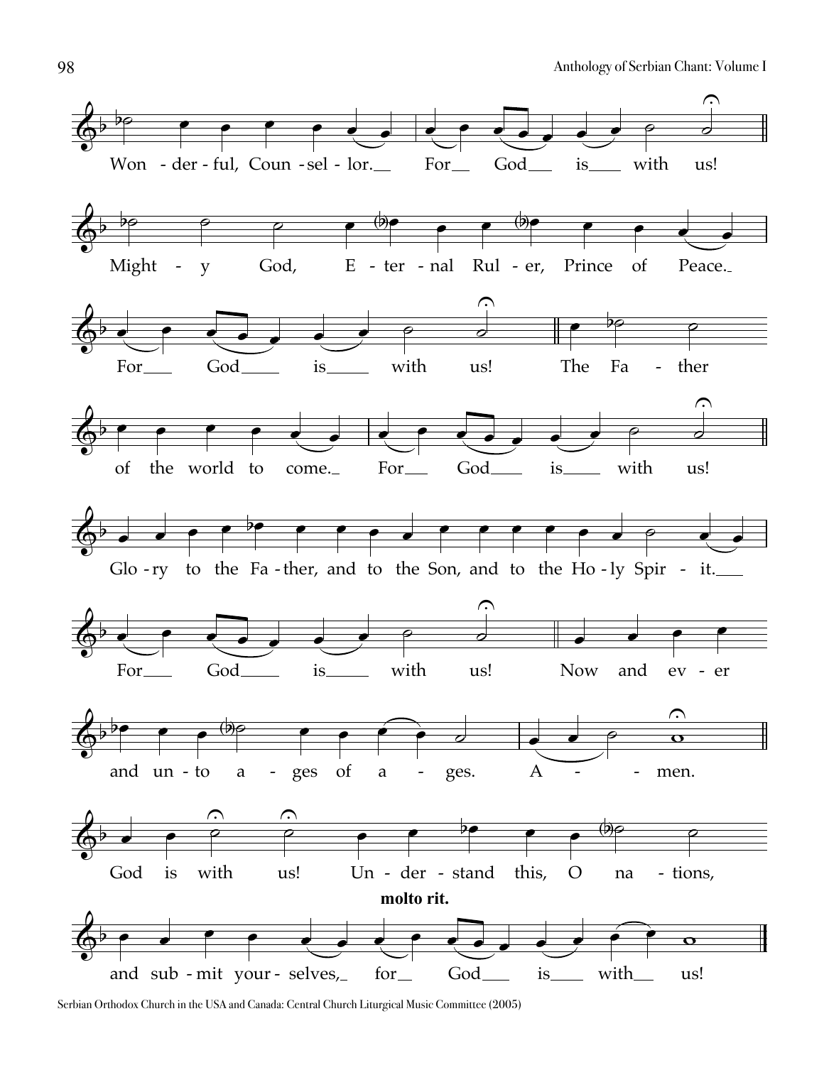Won - der - ful, Coun - sel - lor. For God is with us!

Might - y God, E - ter - nal Rul - er, Prince of Peace.

For God is with us! The Fa - ther

of the world to come. For God is with us!

Glo - ry to the Fa - ther, and to the Son, and to the Ho - ly Spir - it.

For God is with us! Now and ev - er

and un - to a - ges of a - ges. A - men.

God is with us! Un - der - stand this, O na - tions,

**molto rit.**

and sub - mit your - selves, for God is with us!

Serbian Orthodox Church in the USA and Canada: Central Church Liturgical Music Committee (2005)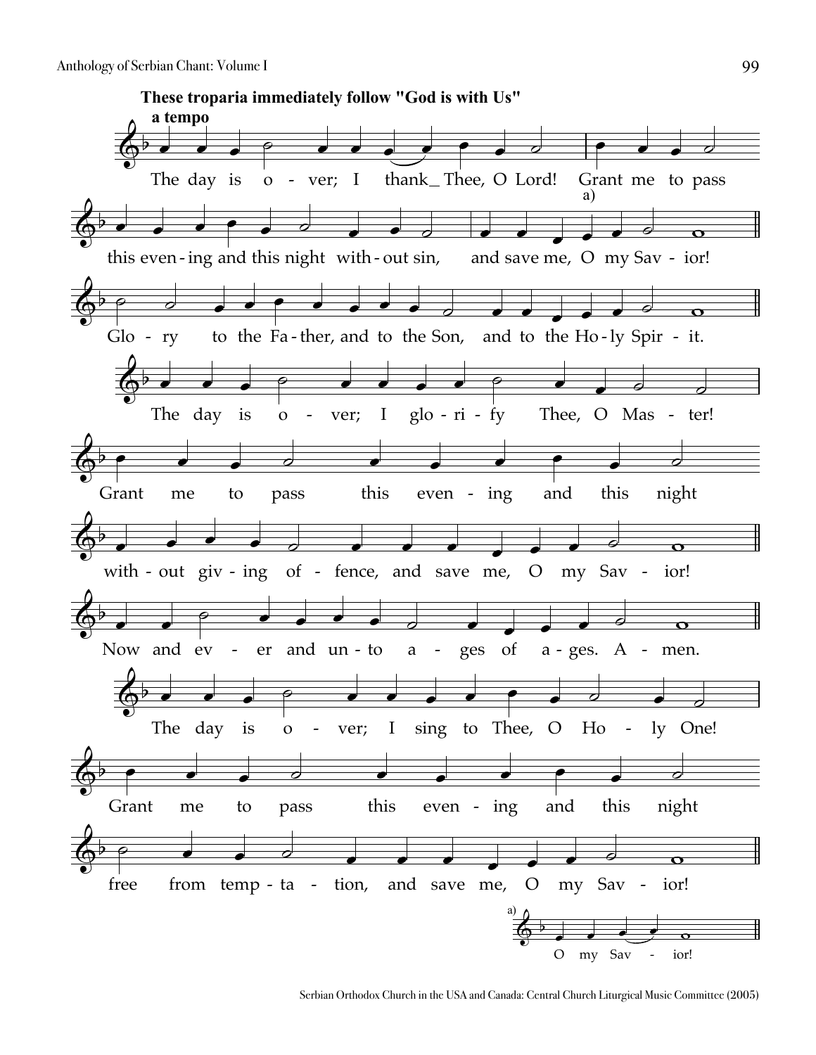**These troparia immediately follow "God is with Us"**

**a tempo**

The day is o - ver; I thank_ Thee, O Lord! Grant me to pass this even - ing and this night with - out sin, and save me, O my Sav - ior![a]

Glo - ry to the Fa - ther, and to the Son, and to the Ho - ly Spir - it.

The day is o - ver; I glo - ri - fy Thee, O Mas - ter! Grant me to pass this even - ing and this night with - out giv - ing of - fence, and save me, O my Sav - ior!

Now and ev - er and un - to a - ges of a - ges. A - men.

The day is o - ver; I sing to Thee, O Ho - ly One! Grant me to pass this even - ing and this night free from temp - ta - tion, and save me, O my Sav - ior!

a) O my Sav - ior!

Serbian Orthodox Church in the USA and Canada: Central Church Liturgical Music Committee (2005)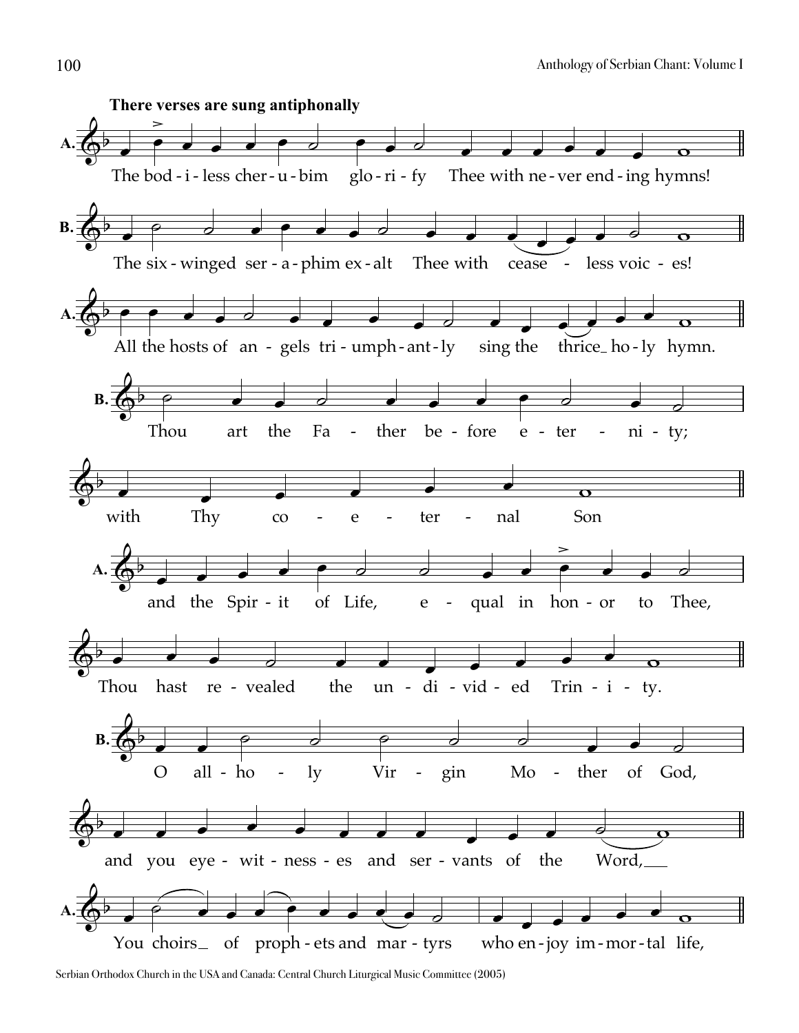**There verses are sung antiphonally**

A. The bodiless cherubim glorify Thee with never ending hymns!

B. The six-winged seraphim exalt Thee with ceaseless voices!

A. All the hosts of angels triumphantly sing the thrice holy hymn.

B. Thou art the Father before eternity; with Thy coeternal Son

A. and the Spirit of Life, equal in honor to Thee, Thou hast revealed the undivided Trinity.

B. O all-holy Virgin Mother of God, and you eyewitnesses and servants of the Word,

A. You choirs of prophets and martyrs who enjoy immortal life,

Serbian Orthodox Church in the USA and Canada: Central Church Liturgical Music Committee (2005)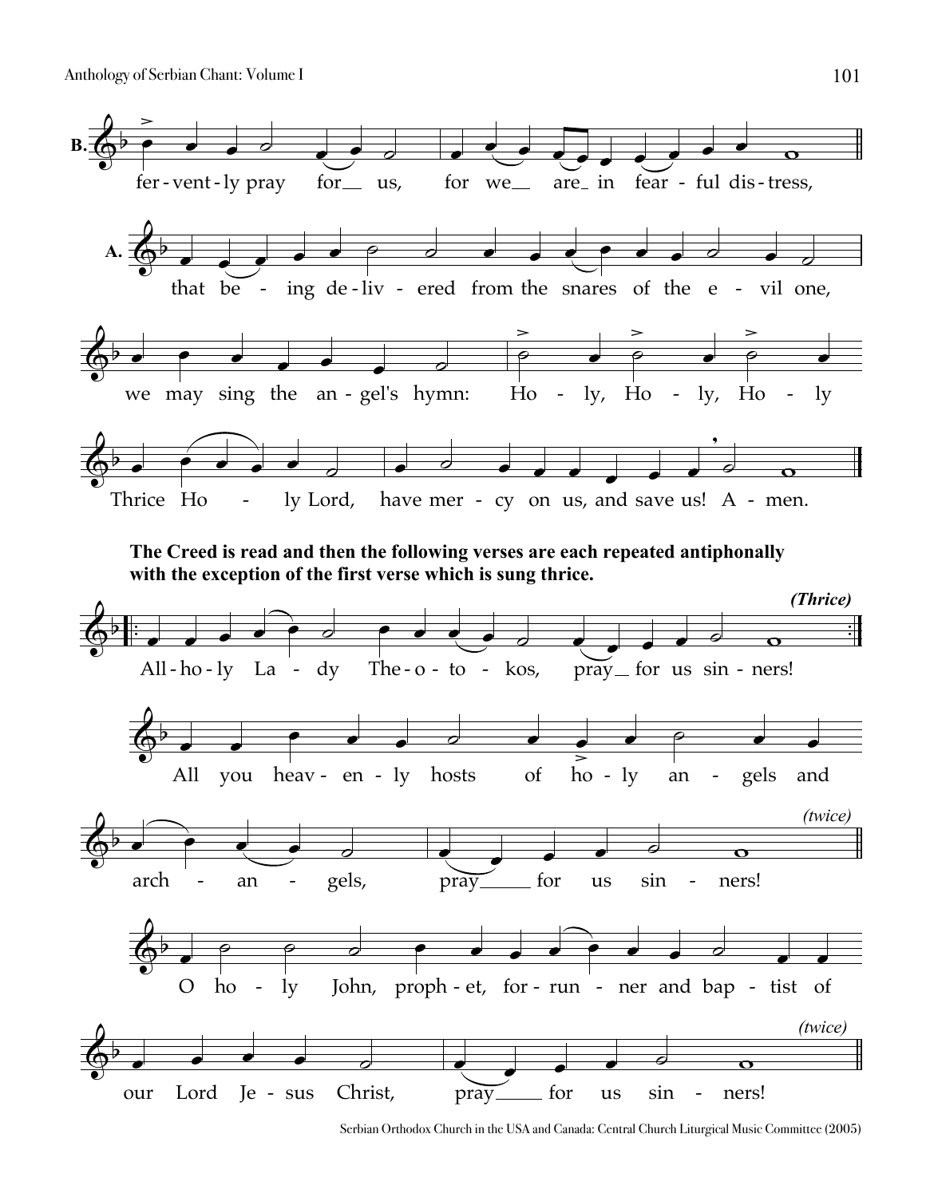**B.** fer-vent-ly pray for__ us, for we__ are_ in fear-ful dis-tress,

**A.** that be - ing de-liv - ered from the snares of the e - vil one,

we may sing the an-gel's hymn: Ho - ly, Ho - ly, Ho - ly

Thrice Ho - ly Lord, have mer - cy on us, and save us! A - men.

**The Creed is read and then the following verses are each repeated antiphonally with the exception of the first verse which is sung thrice.**

***(Thrice)***

All-ho-ly La - dy The-o-to - kos, pray__ for us sin-ners!

All you heav-en-ly hosts of ho-ly an - gels and

*(twice)*

arch - an - gels, pray____ for us sin - ners!

O ho - ly John, proph-et, for-run - ner and bap - tist of

*(twice)*

our Lord Je-sus Christ, pray____ for us sin - ners!

Serbian Orthodox Church in the USA and Canada: Central Church Liturgical Music Committee (2005)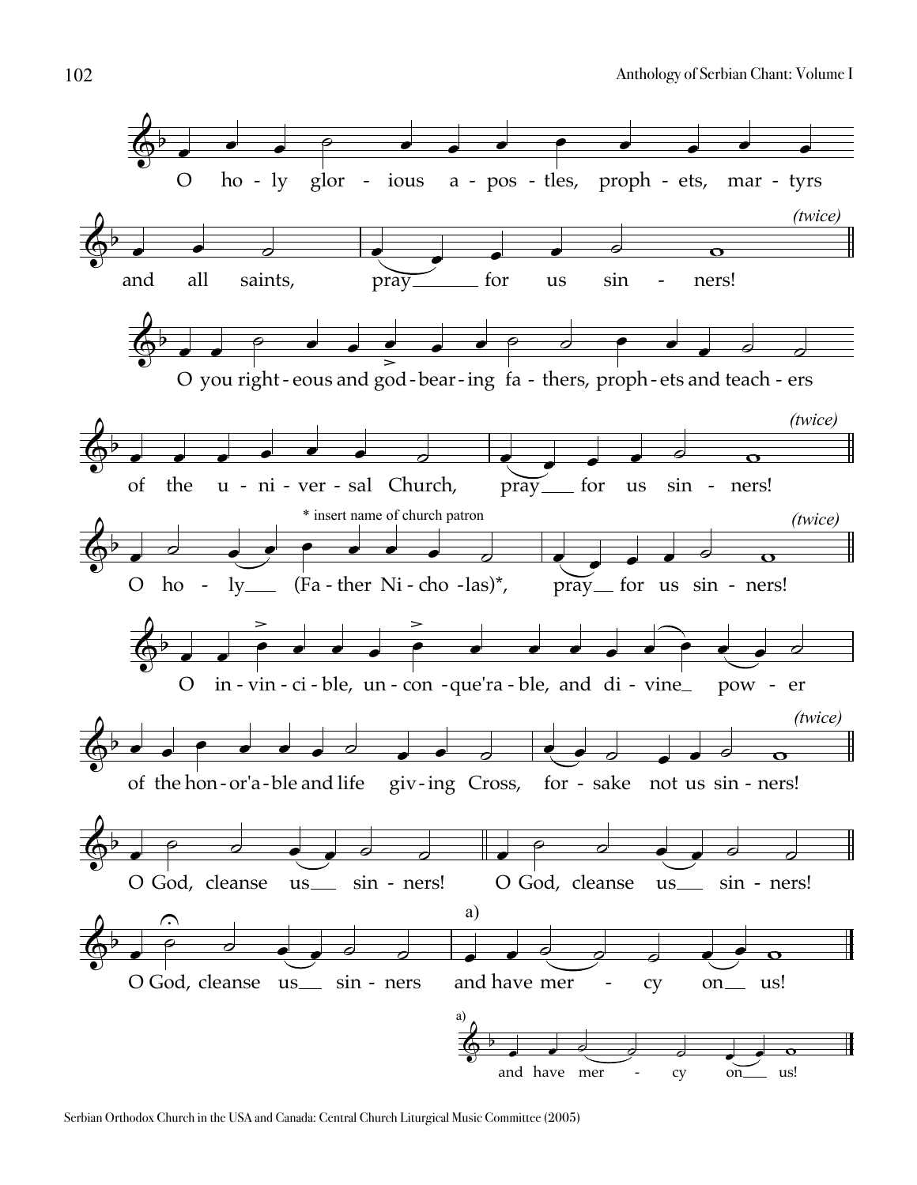O holy glorious apostles, prophets, martyrs and all saints, pray for us sinners! *(twice)*

O you righteous and god-bearing fathers, prophets and teachers of the universal Church, pray for us sinners! *(twice)*

\* insert name of church patron

O holy (Father Nicholas)*, pray for us sinners! *(twice)*

O invincible, unconque'rable, and divine power of the honor'able and life giving Cross, forsake not us sinners! *(twice)*

O God, cleanse us sinners! O God, cleanse us sinners!

O God, cleanse us sinners and have mercy on us! a)

a) and have mercy on us!

Serbian Orthodox Church in the USA and Canada: Central Church Liturgical Music Committee (2005)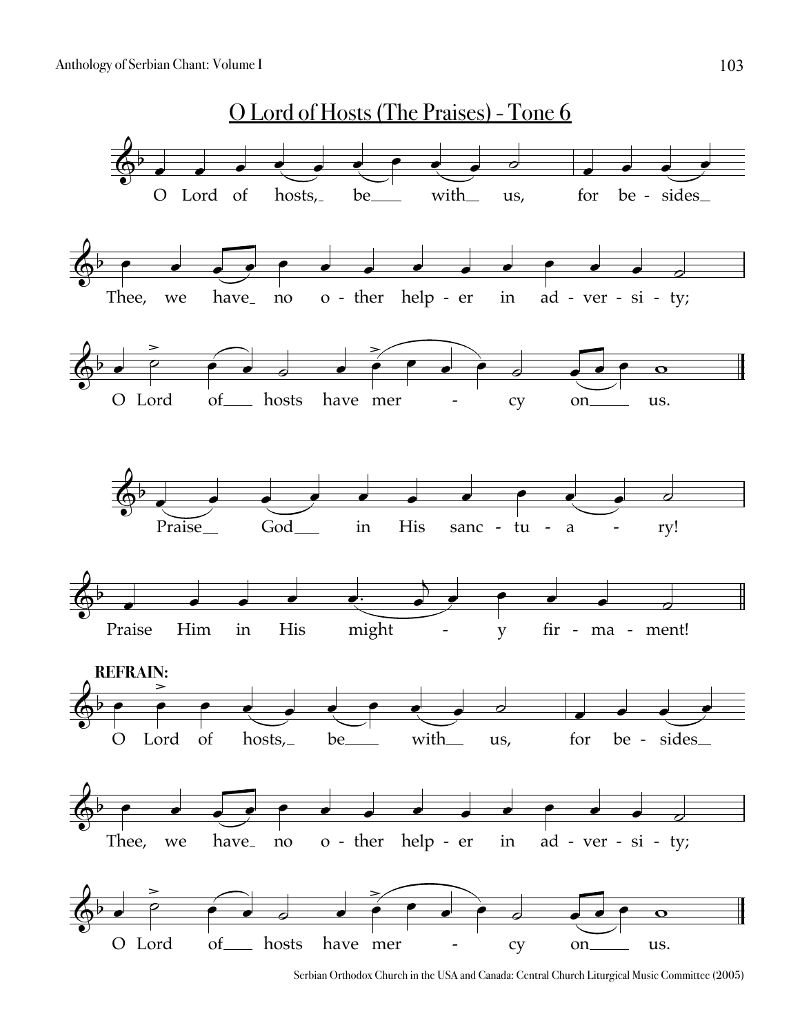## O Lord of Hosts (The Praises) - Tone 6

O Lord of hosts, be with us, for besides Thee, we have no other helper in adversity;

O Lord of hosts have mer - cy on us.

Praise God in His sanc - tu - a - ry!

Praise Him in His might - y fir - ma - ment!

**REFRAIN:**

O Lord of hosts, be with us, for besides Thee, we have no other helper in adversity;

O Lord of hosts have mer - cy on us.

Serbian Orthodox Church in the USA and Canada: Central Church Liturgical Music Committee (2005)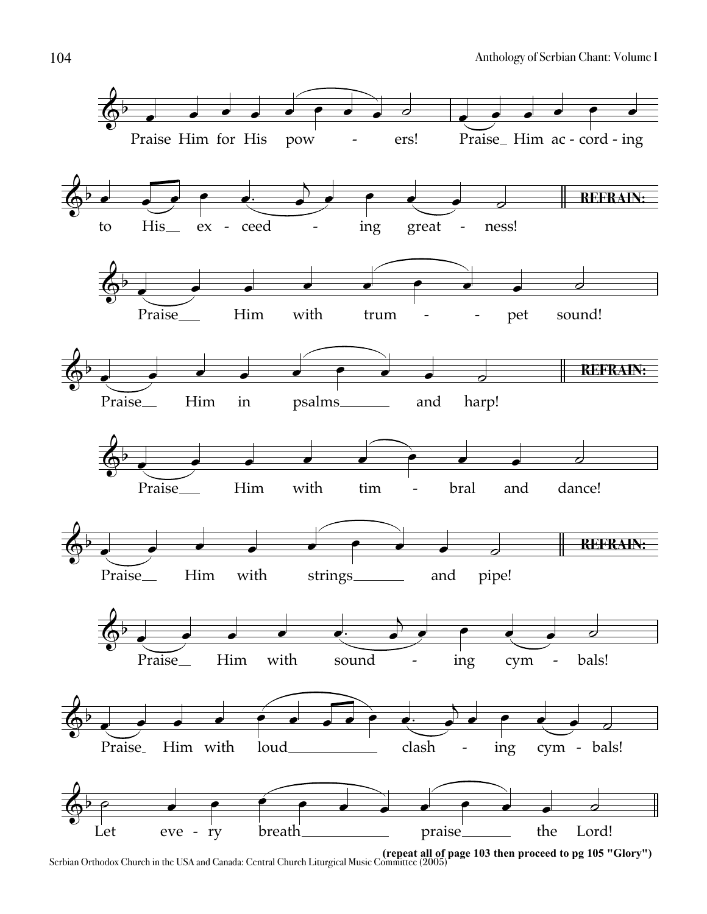Praise Him for His pow - ers! Praise_ Him ac - cord - ing to His_ ex - ceed - ing great - ness!

**REFRAIN:**

Praise___ Him with trum - - pet sound!

Praise__ Him in psalms______ and harp!

**REFRAIN:**

Praise___ Him with tim - bral and dance!

Praise__ Him with strings______ and pipe!

**REFRAIN:**

Praise__ Him with sound - ing cym - bals!

Praise_ Him with loud__________ clash - ing cym - bals!

Let eve - ry breath__________ praise______ the Lord!

**(repeat all of page 103 then proceed to pg 105 "Glory")**

Serbian Orthodox Church in the USA and Canada: Central Church Liturgical Music Committee (2005)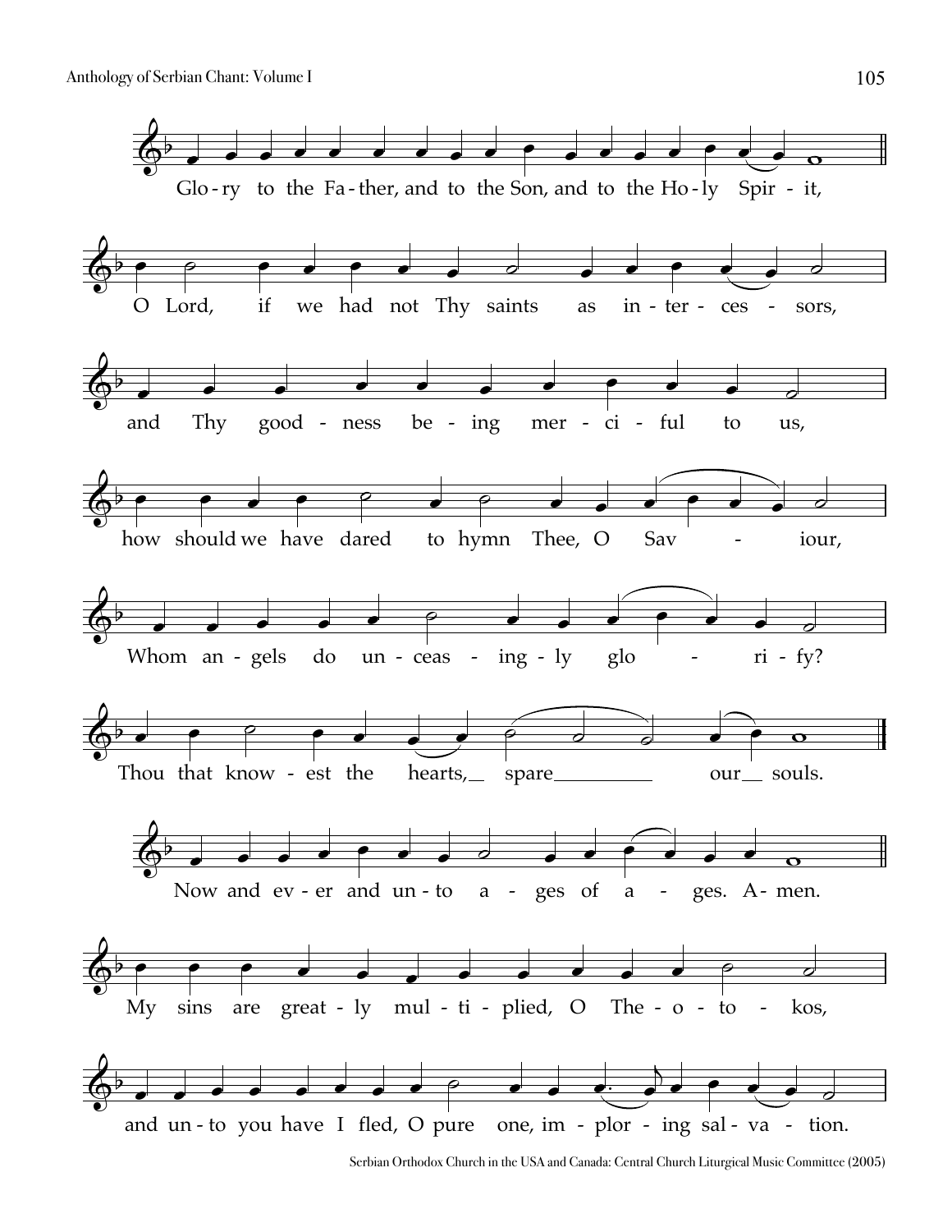Glo - ry to the Fa - ther, and to the Son, and to the Ho - ly Spir - it,

O Lord, if we had not Thy saints as in - ter - ces - sors,

and Thy good - ness be - ing mer - ci - ful to us,

how should we have dared to hymn Thee, O Sav - iour,

Whom an - gels do un - ceas - ing - ly glo - ri - fy?

Thou that know - est the hearts, spare our souls.

Now and ev - er and un - to a - ges of a - ges. A - men.

My sins are great - ly mul - ti - plied, O The - o - to - kos,

and un - to you have I fled, O pure one, im - plor - ing sal - va - tion.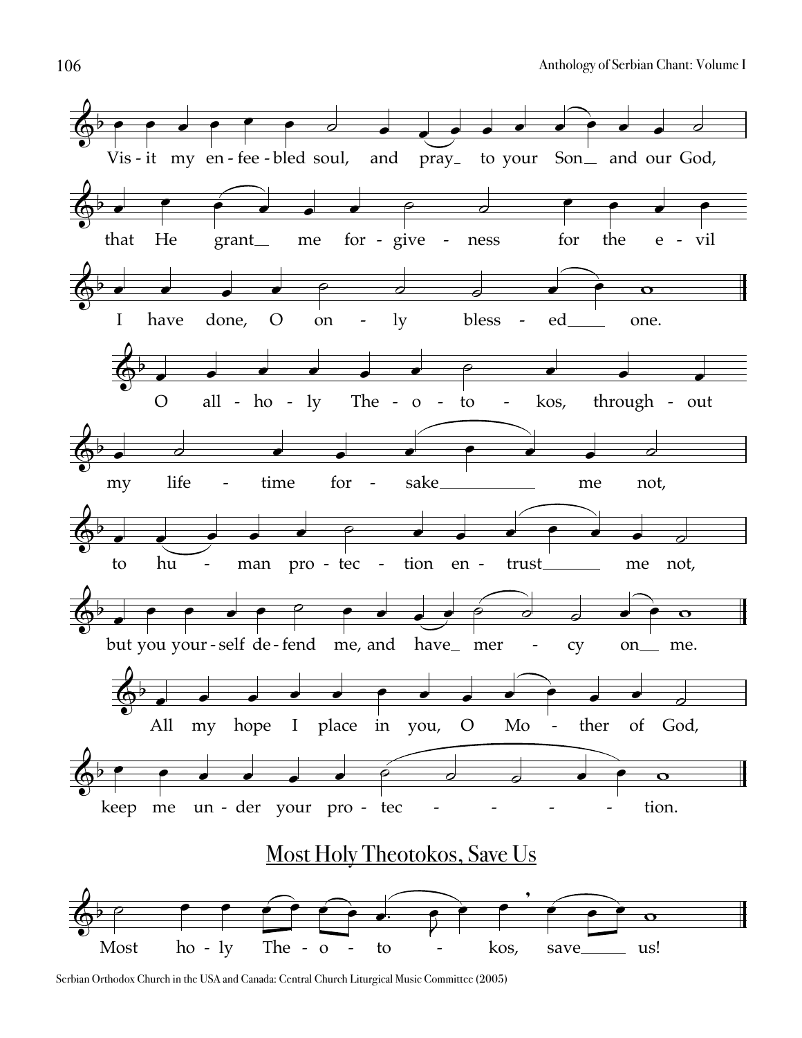Vis-it my en-fee-bled soul, and pray to your Son and our God,

that He grant me for-give-ness for the e-vil

I have done, O on-ly bless-ed one.

O all-ho-ly The-o-to-kos, through-out

my life-time for-sake me not,

to hu-man pro-tec-tion en-trust me not,

but you your-self de-fend me, and have mer-cy on me.

All my hope I place in you, O Mo-ther of God,

keep me un-der your pro-tec-tion.

## Most Holy Theotokos, Save Us

Most ho-ly The-o-to-kos, save us!

Serbian Orthodox Church in the USA and Canada: Central Church Liturgical Music Committee (2005)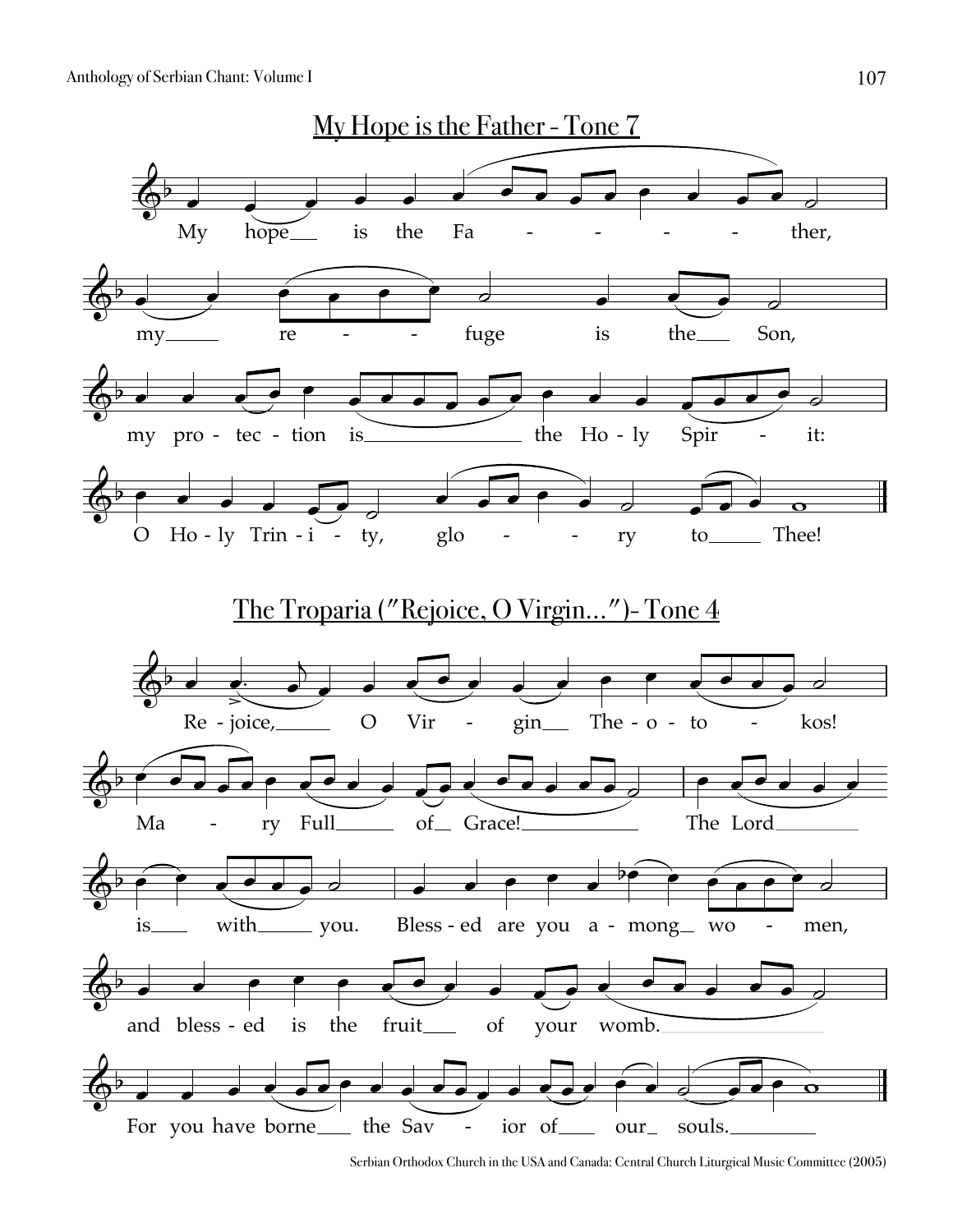## My Hope is the Father - Tone 7

My hope is the Fa - - - - ther,

my re - - fuge is the Son,

my pro - tec - tion is the Ho - ly Spir - it:

O Ho - ly Trin - i - ty, glo - - ry to Thee!

## The Troparia ("Rejoice, O Virgin...")- Tone 4

Re - joice, O Vir - gin The - o - to - kos!

Ma - ry Full of Grace! The Lord

is with you. Bless - ed are you a - mong wo - men,

and bless - ed is the fruit of your womb.

For you have borne the Sav - ior of our souls.

Serbian Orthodox Church in the USA and Canada: Central Church Liturgical Music Committee (2005)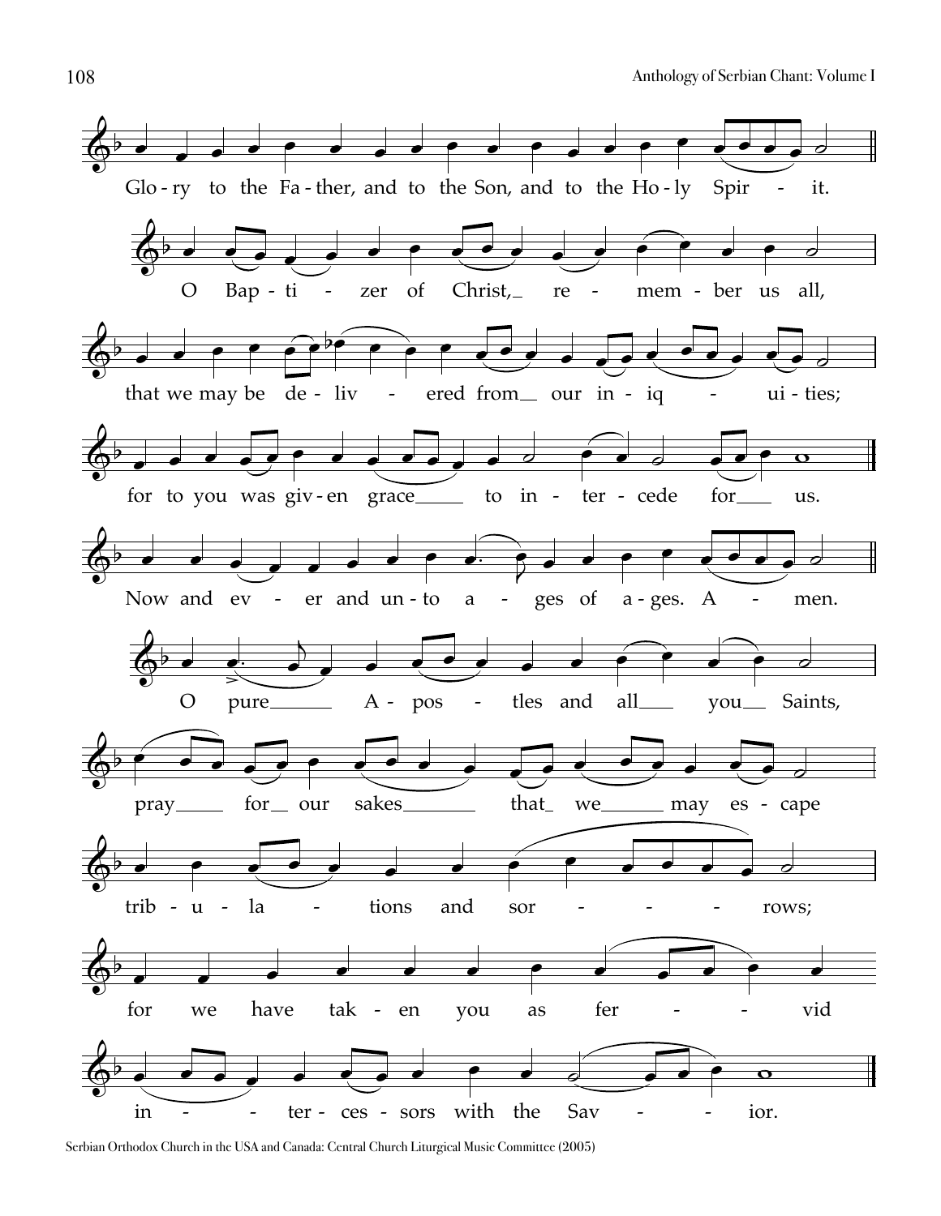Glo-ry to the Fa-ther, and to the Son, and to the Ho-ly Spir - it.

O Bap-ti - zer of Christ, re - mem-ber us all,

that we may be de-liv - ered from our in-iq - ui-ties;

for to you was giv-en grace to in - ter-cede for us.

Now and ev - er and un-to a - ges of a-ges. A - men.

O pure A-pos - tles and all you Saints,

pray for our sakes that we may es-cape

trib-u-la - tions and sor - - - rows;

for we have tak-en you as fer - - vid

in - - ter-ces-sors with the Sav - - ior.

Serbian Orthodox Church in the USA and Canada: Central Church Liturgical Music Committee (2005)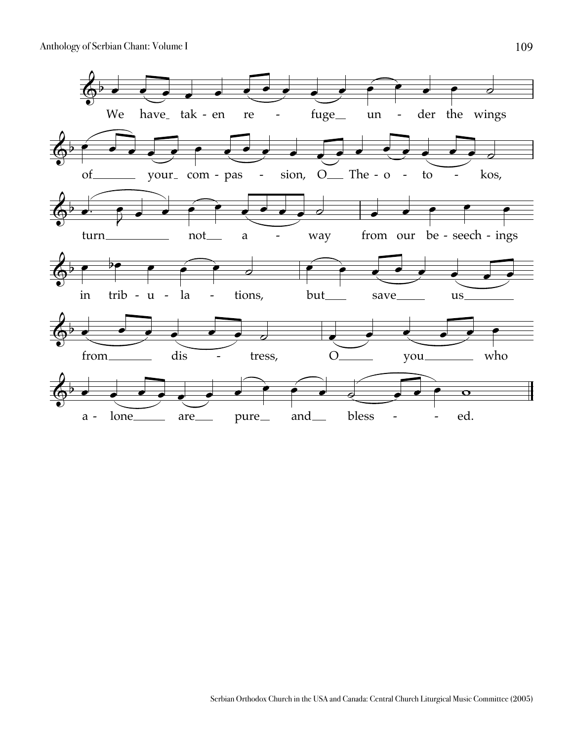We have taken refuge under the wings

of your compassion, O Theotokos,

turn not away from our beseechings

in tribulations, but save us

from distress, O you who

alone are pure and blessed.